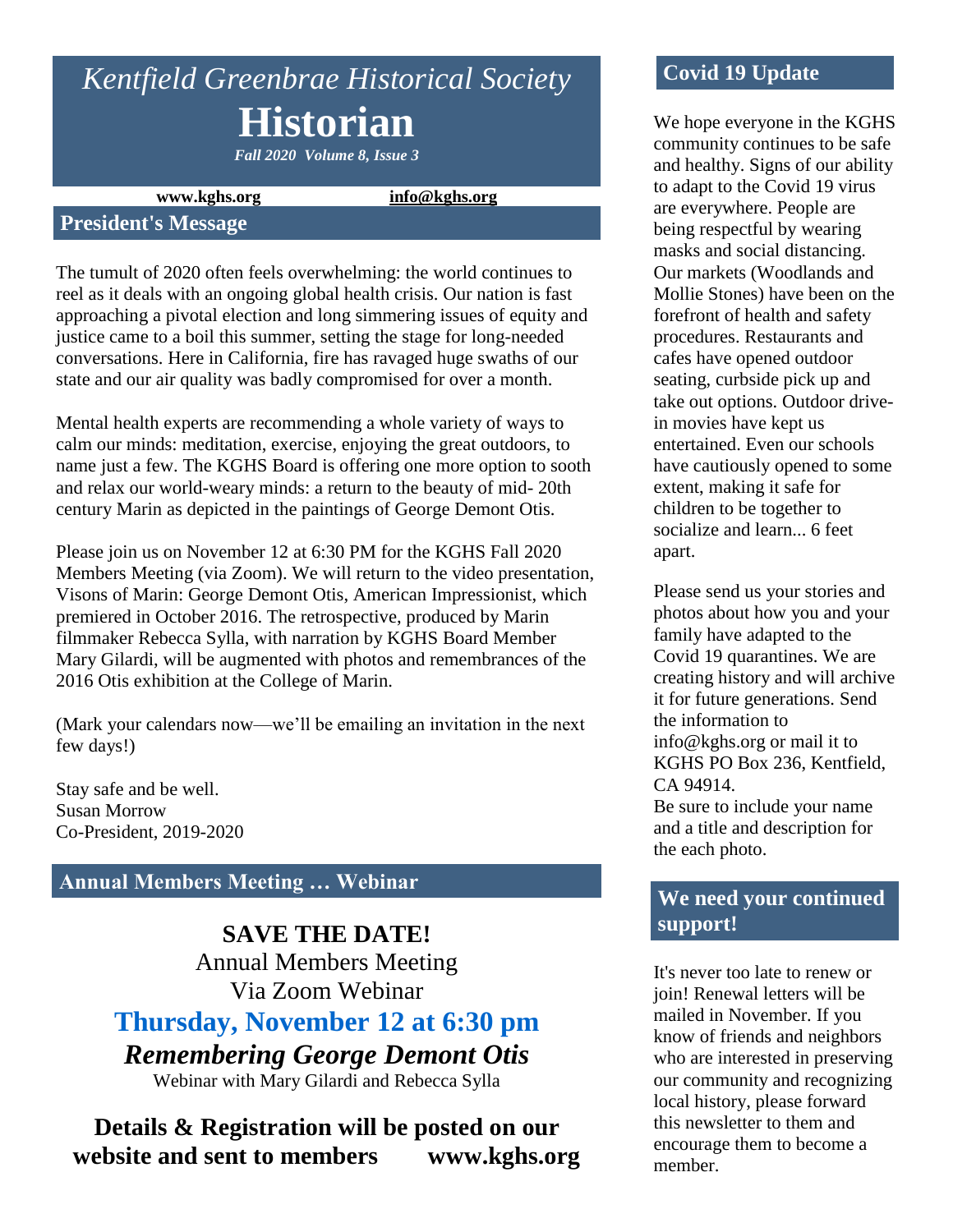# *Kentfield Greenbrae Historical Society*

# Historian

***Fall 2020 Volume 8, Issue 3***

**www.kghs.org** **info@kghs.org**

## President's Message

The tumult of 2020 often feels overwhelming: the world continues to reel as it deals with an ongoing global health crisis. Our nation is fast approaching a pivotal election and long simmering issues of equity and justice came to a boil this summer, setting the stage for long-needed conversations. Here in California, fire has ravaged huge swaths of our state and our air quality was badly compromised for over a month.

Mental health experts are recommending a whole variety of ways to calm our minds: meditation, exercise, enjoying the great outdoors, to name just a few. The KGHS Board is offering one more option to sooth and relax our world-weary minds: a return to the beauty of mid- 20th century Marin as depicted in the paintings of George Demont Otis.

Please join us on November 12 at 6:30 PM for the KGHS Fall 2020 Members Meeting (via Zoom). We will return to the video presentation, Visons of Marin: George Demont Otis, American Impressionist, which premiered in October 2016. The retrospective, produced by Marin filmmaker Rebecca Sylla, with narration by KGHS Board Member Mary Gilardi, will be augmented with photos and remembrances of the 2016 Otis exhibition at the College of Marin.

(Mark your calendars now—we'll be emailing an invitation in the next few days!)

Stay safe and be well.
Susan Morrow
Co-President, 2019-2020

## Annual Members Meeting … Webinar

**SAVE THE DATE!**

Annual Members Meeting

Via Zoom Webinar

**Thursday, November 12 at 6:30 pm**

***Remembering George Demont Otis***

Webinar with Mary Gilardi and Rebecca Sylla

**Details & Registration will be posted on our website and sent to members www.kghs.org**

## Covid 19 Update

We hope everyone in the KGHS community continues to be safe and healthy. Signs of our ability to adapt to the Covid 19 virus are everywhere. People are being respectful by wearing masks and social distancing. Our markets (Woodlands and Mollie Stones) have been on the forefront of health and safety procedures. Restaurants and cafes have opened outdoor seating, curbside pick up and take out options. Outdoor drive-in movies have kept us entertained. Even our schools have cautiously opened to some extent, making it safe for children to be together to socialize and learn... 6 feet apart.

Please send us your stories and photos about how you and your family have adapted to the Covid 19 quarantines. We are creating history and will archive it for future generations. Send the information to info@kghs.org or mail it to KGHS PO Box 236, Kentfield, CA 94914.
Be sure to include your name and a title and description for the each photo.

## We need your continued support!

It's never too late to renew or join! Renewal letters will be mailed in November. If you know of friends and neighbors who are interested in preserving our community and recognizing local history, please forward this newsletter to them and encourage them to become a member.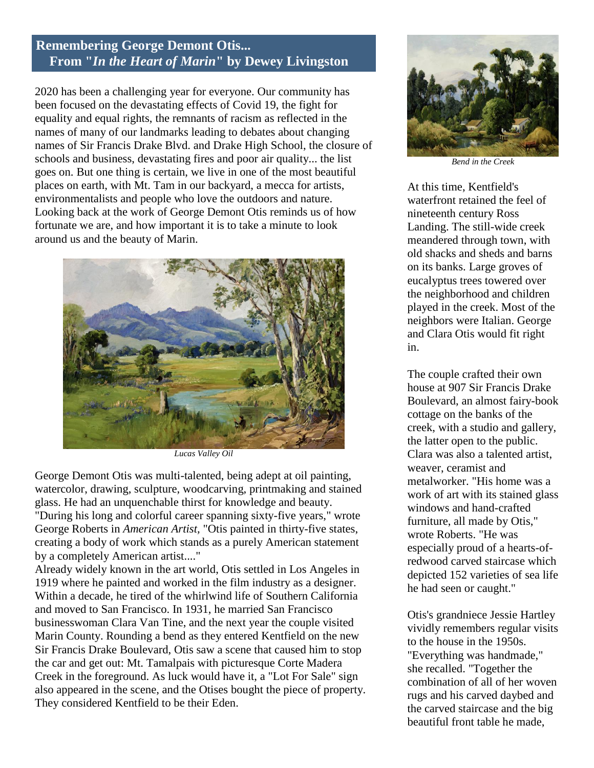## Remembering George Demont Otis... From "*In the Heart of Marin*" by Dewey Livingston

2020 has been a challenging year for everyone. Our community has been focused on the devastating effects of Covid 19, the fight for equality and equal rights, the remnants of racism as reflected in the names of many of our landmarks leading to debates about changing names of Sir Francis Drake Blvd. and Drake High School, the closure of schools and business, devastating fires and poor air quality... the list goes on. But one thing is certain, we live in one of the most beautiful places on earth, with Mt. Tam in our backyard, a mecca for artists, environmentalists and people who love the outdoors and nature. Looking back at the work of George Demont Otis reminds us of how fortunate we are, and how important it is to take a minute to look around us and the beauty of Marin.

*Lucas Valley Oil*

George Demont Otis was multi-talented, being adept at oil painting, watercolor, drawing, sculpture, woodcarving, printmaking and stained glass. He had an unquenchable thirst for knowledge and beauty. "During his long and colorful career spanning sixty-five years," wrote George Roberts in *American Artist*, "Otis painted in thirty-five states, creating a body of work which stands as a purely American statement by a completely American artist...."

Already widely known in the art world, Otis settled in Los Angeles in 1919 where he painted and worked in the film industry as a designer. Within a decade, he tired of the whirlwind life of Southern California and moved to San Francisco. In 1931, he married San Francisco businesswoman Clara Van Tine, and the next year the couple visited Marin County. Rounding a bend as they entered Kentfield on the new Sir Francis Drake Boulevard, Otis saw a scene that caused him to stop the car and get out: Mt. Tamalpais with picturesque Corte Madera Creek in the foreground. As luck would have it, a "Lot For Sale" sign also appeared in the scene, and the Otises bought the piece of property. They considered Kentfield to be their Eden.

*Bend in the Creek*

At this time, Kentfield's waterfront retained the feel of nineteenth century Ross Landing. The still-wide creek meandered through town, with old shacks and sheds and barns on its banks. Large groves of eucalyptus trees towered over the neighborhood and children played in the creek. Most of the neighbors were Italian. George and Clara Otis would fit right in.

The couple crafted their own house at 907 Sir Francis Drake Boulevard, an almost fairy-book cottage on the banks of the creek, with a studio and gallery, the latter open to the public. Clara was also a talented artist, weaver, ceramist and metalworker. "His home was a work of art with its stained glass windows and hand-crafted furniture, all made by Otis," wrote Roberts. "He was especially proud of a hearts-of-redwood carved staircase which depicted 152 varieties of sea life he had seen or caught."

Otis's grandniece Jessie Hartley vividly remembers regular visits to the house in the 1950s. "Everything was handmade," she recalled. "Together the combination of all of her woven rugs and his carved daybed and the carved staircase and the big beautiful front table he made,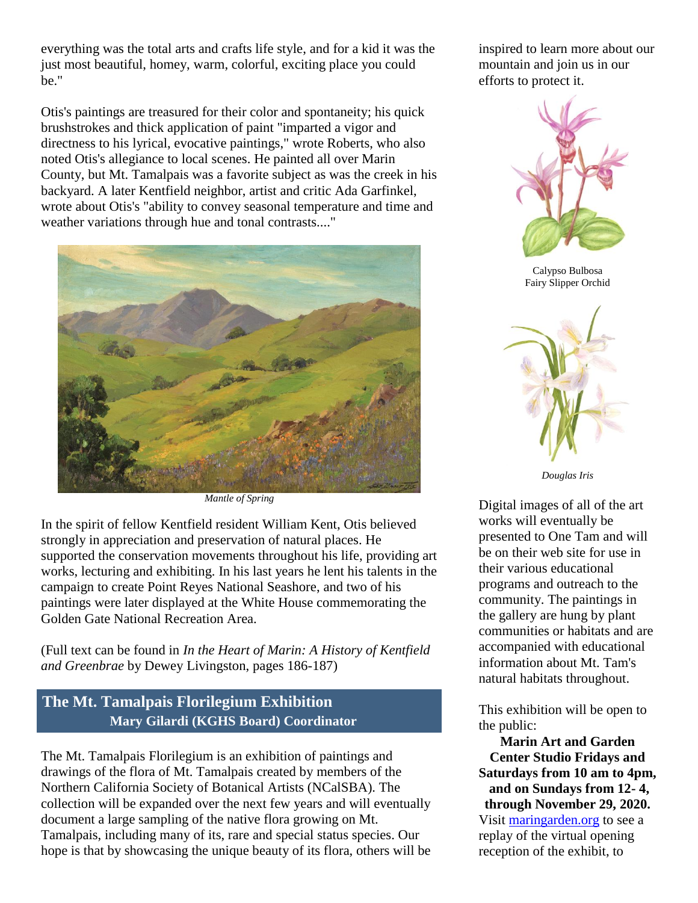everything was the total arts and crafts life style, and for a kid it was the just most beautiful, homey, warm, colorful, exciting place you could be."

Otis's paintings are treasured for their color and spontaneity; his quick brushstrokes and thick application of paint "imparted a vigor and directness to his lyrical, evocative paintings," wrote Roberts, who also noted Otis's allegiance to local scenes. He painted all over Marin County, but Mt. Tamalpais was a favorite subject as was the creek in his backyard. A later Kentfield neighbor, artist and critic Ada Garfinkel, wrote about Otis's "ability to convey seasonal temperature and time and weather variations through hue and tonal contrasts...."

*Mantle of Spring*

In the spirit of fellow Kentfield resident William Kent, Otis believed strongly in appreciation and preservation of natural places. He supported the conservation movements throughout his life, providing art works, lecturing and exhibiting. In his last years he lent his talents in the campaign to create Point Reyes National Seashore, and two of his paintings were later displayed at the White House commemorating the Golden Gate National Recreation Area.

(Full text can be found in *In the Heart of Marin: A History of Kentfield and Greenbrae* by Dewey Livingston, pages 186-187)

## The Mt. Tamalpais Florilegium Exhibition

**Mary Gilardi (KGHS Board) Coordinator**

The Mt. Tamalpais Florilegium is an exhibition of paintings and drawings of the flora of Mt. Tamalpais created by members of the Northern California Society of Botanical Artists (NCalSBA). The collection will be expanded over the next few years and will eventually document a large sampling of the native flora growing on Mt. Tamalpais, including many of its, rare and special status species. Our hope is that by showcasing the unique beauty of its flora, others will be inspired to learn more about our mountain and join us in our efforts to protect it.

Calypso Bulbosa
Fairy Slipper Orchid

*Douglas Iris*

Digital images of all of the art works will eventually be presented to One Tam and will be on their web site for use in their various educational programs and outreach to the community. The paintings in the gallery are hung by plant communities or habitats and are accompanied with educational information about Mt. Tam's natural habitats throughout.

This exhibition will be open to the public:

**Marin Art and Garden Center Studio Fridays and Saturdays from 10 am to 4pm, and on Sundays from 12- 4, through November 29, 2020.**

Visit [maringarden.org](maringarden.org) to see a replay of the virtual opening reception of the exhibit, to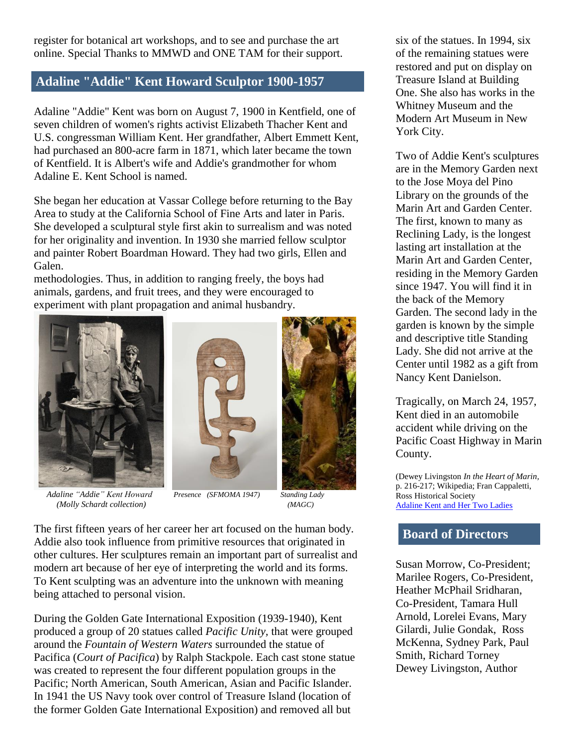register for botanical art workshops, and to see and purchase the art online. Special Thanks to MMWD and ONE TAM for their support.

## Adaline "Addie" Kent Howard Sculptor 1900-1957

Adaline "Addie" Kent was born on August 7, 1900 in Kentfield, one of seven children of women's rights activist Elizabeth Thacher Kent and U.S. congressman William Kent. Her grandfather, Albert Emmett Kent, had purchased an 800-acre farm in 1871, which later became the town of Kentfield. It is Albert's wife and Addie's grandmother for whom Adaline E. Kent School is named.

She began her education at Vassar College before returning to the Bay Area to study at the California School of Fine Arts and later in Paris. She developed a sculptural style first akin to surrealism and was noted for her originality and invention. In 1930 she married fellow sculptor and painter Robert Boardman Howard. They had two girls, Ellen and Galen.
methodologies. Thus, in addition to ranging freely, the boys had animals, gardens, and fruit trees, and they were encouraged to experiment with plant propagation and animal husbandry.

*Adaline "Addie" Kent Howard (Molly Schardt collection)*

*Presence (SFMOMA 1947)*

*Standing Lady (MAGC)*

The first fifteen years of her career her art focused on the human body. Addie also took influence from primitive resources that originated in other cultures. Her sculptures remain an important part of surrealist and modern art because of her eye of interpreting the world and its forms. To Kent sculpting was an adventure into the unknown with meaning being attached to personal vision.

During the Golden Gate International Exposition (1939-1940), Kent produced a group of 20 statues called *Pacific Unity*, that were grouped around the *Fountain of Western Waters* surrounded the statue of Pacifica (*Court of Pacifica*) by Ralph Stackpole. Each cast stone statue was created to represent the four different population groups in the Pacific; North American, South American, Asian and Pacific Islander. In 1941 the US Navy took over control of Treasure Island (location of the former Golden Gate International Exposition) and removed all but six of the statues. In 1994, six of the remaining statues were restored and put on display on Treasure Island at Building One. She also has works in the Whitney Museum and the Modern Art Museum in New York City.

Two of Addie Kent's sculptures are in the Memory Garden next to the Jose Moya del Pino Library on the grounds of the Marin Art and Garden Center. The first, known to many as Reclining Lady, is the longest lasting art installation at the Marin Art and Garden Center, residing in the Memory Garden since 1947. You will find it in the back of the Memory Garden. The second lady in the garden is known by the simple and descriptive title Standing Lady. She did not arrive at the Center until 1982 as a gift from Nancy Kent Danielson.

Tragically, on March 24, 1957, Kent died in an automobile accident while driving on the Pacific Coast Highway in Marin County.

(Dewey Livingston *In the Heart of Marin*, p. 216-217; Wikipedia; Fran Cappaletti, Ross Historical Society
[Adaline Kent and Her Two Ladies]

## Board of Directors

Susan Morrow, Co-President; Marilee Rogers, Co-President, Heather McPhail Sridharan, Co-President, Tamara Hull Arnold, Lorelei Evans, Mary Gilardi, Julie Gondak, Ross McKenna, Sydney Park, Paul Smith, Richard Torney
Dewey Livingston, Author